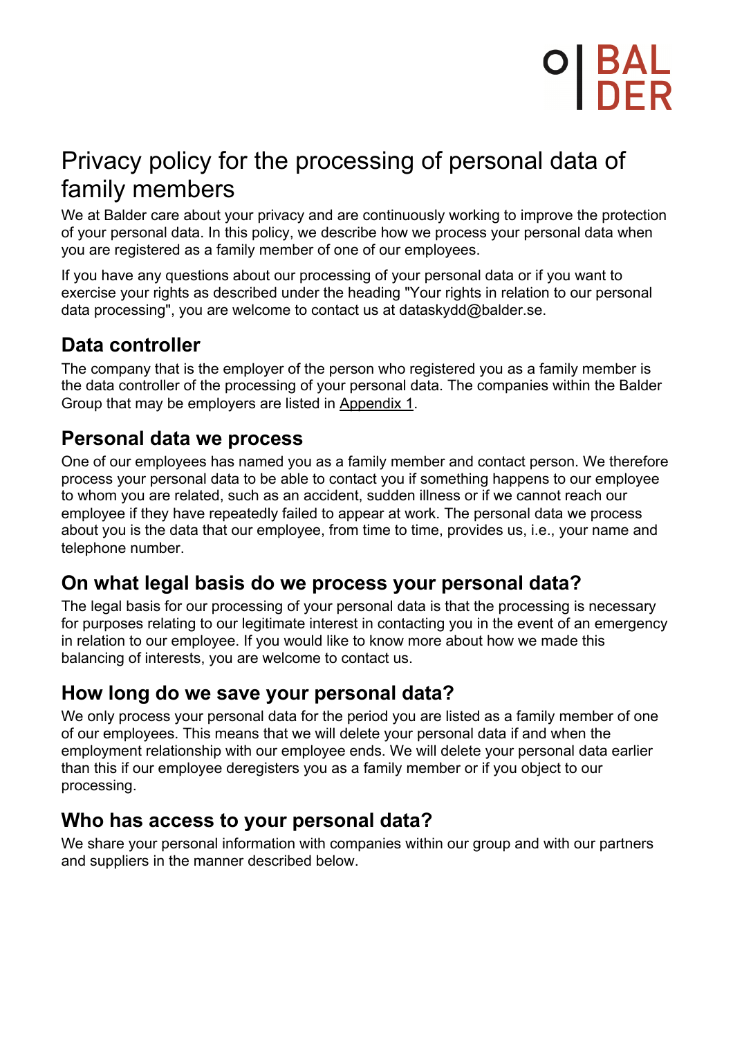# Privacy policy for the processing of personal data of family members

We at Balder care about your privacy and are continuously working to improve the protection of your personal data. In this policy, we describe how we process your personal data when you are registered as a family member of one of our employees.

If you have any questions about our processing of your personal data or if you want to exercise your rights as described under the heading "Your rights in relation to our personal data processing", you are welcome to contact us at dataskydd@balder.se.

## Data controller

The company that is the employer of the person who registered you as a family member is the data controller of the processing of your personal data. The companies within the Balder Group that may be employers are listed in Appendix 1.

## Personal data we process

One of our employees has named you as a family member and contact person. We therefore process your personal data to be able to contact you if something happens to our employee to whom you are related, such as an accident, sudden illness or if we cannot reach our employee if they have repeatedly failed to appear at work. The personal data we process about you is the data that our employee, from time to time, provides us, i.e., your name and telephone number.

## On what legal basis do we process your personal data?

The legal basis for our processing of your personal data is that the processing is necessary for purposes relating to our legitimate interest in contacting you in the event of an emergency in relation to our employee. If you would like to know more about how we made this balancing of interests, you are welcome to contact us.

## How long do we save your personal data?

We only process your personal data for the period you are listed as a family member of one of our employees. This means that we will delete your personal data if and when the employment relationship with our employee ends. We will delete your personal data earlier than this if our employee deregisters you as a family member or if you object to our processing.

## Who has access to your personal data?

We share your personal information with companies within our group and with our partners and suppliers in the manner described below.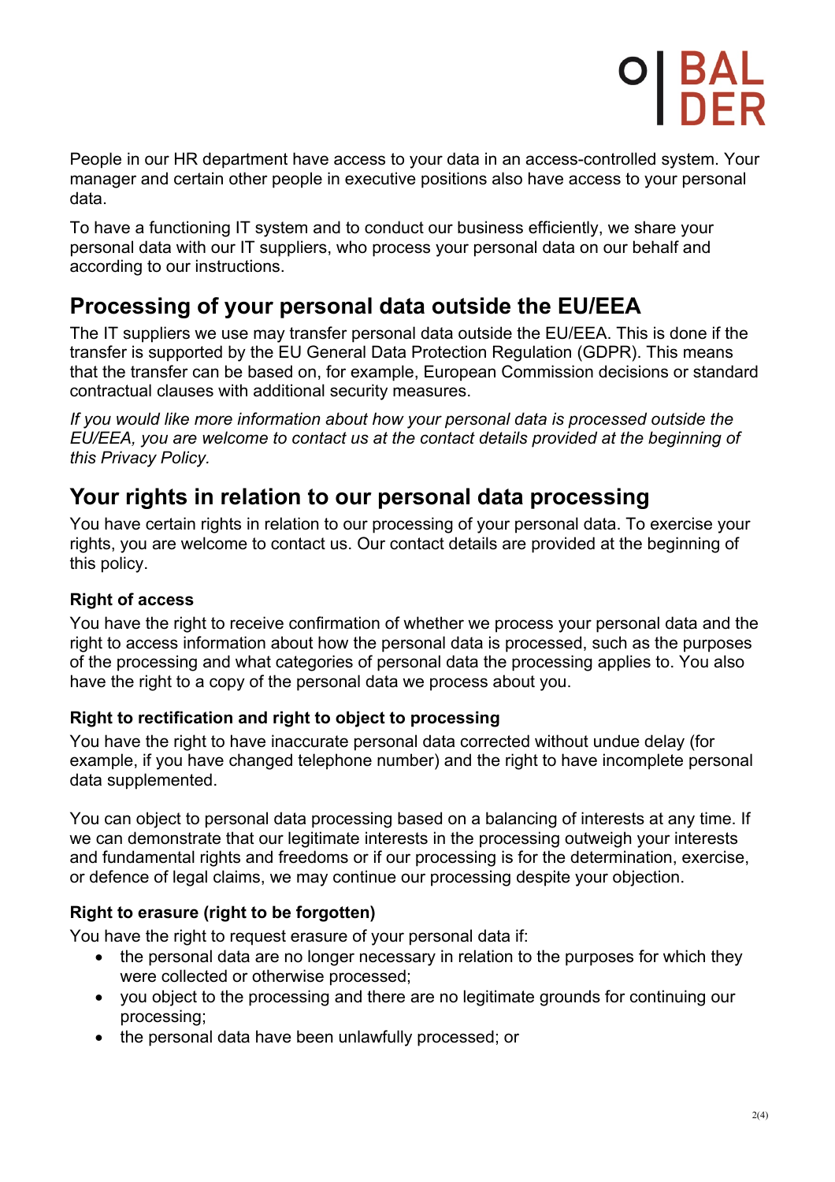People in our HR department have access to your data in an access-controlled system. Your manager and certain other people in executive positions also have access to your personal data.

To have a functioning IT system and to conduct our business efficiently, we share your personal data with our IT suppliers, who process your personal data on our behalf and according to our instructions.

## Processing of your personal data outside the EU/EEA

The IT suppliers we use may transfer personal data outside the EU/EEA. This is done if the transfer is supported by the EU General Data Protection Regulation (GDPR). This means that the transfer can be based on, for example, European Commission decisions or standard contractual clauses with additional security measures.

*If you would like more information about how your personal data is processed outside the EU/EEA, you are welcome to contact us at the contact details provided at the beginning of this Privacy Policy.*

## Your rights in relation to our personal data processing

You have certain rights in relation to our processing of your personal data. To exercise your rights, you are welcome to contact us. Our contact details are provided at the beginning of this policy.

### Right of access

You have the right to receive confirmation of whether we process your personal data and the right to access information about how the personal data is processed, such as the purposes of the processing and what categories of personal data the processing applies to. You also have the right to a copy of the personal data we process about you.

### Right to rectification and right to object to processing

You have the right to have inaccurate personal data corrected without undue delay (for example, if you have changed telephone number) and the right to have incomplete personal data supplemented.

You can object to personal data processing based on a balancing of interests at any time. If we can demonstrate that our legitimate interests in the processing outweigh your interests and fundamental rights and freedoms or if our processing is for the determination, exercise, or defence of legal claims, we may continue our processing despite your objection.

### Right to erasure (right to be forgotten)

You have the right to request erasure of your personal data if:

- the personal data are no longer necessary in relation to the purposes for which they were collected or otherwise processed;
- you object to the processing and there are no legitimate grounds for continuing our processing;
- the personal data have been unlawfully processed; or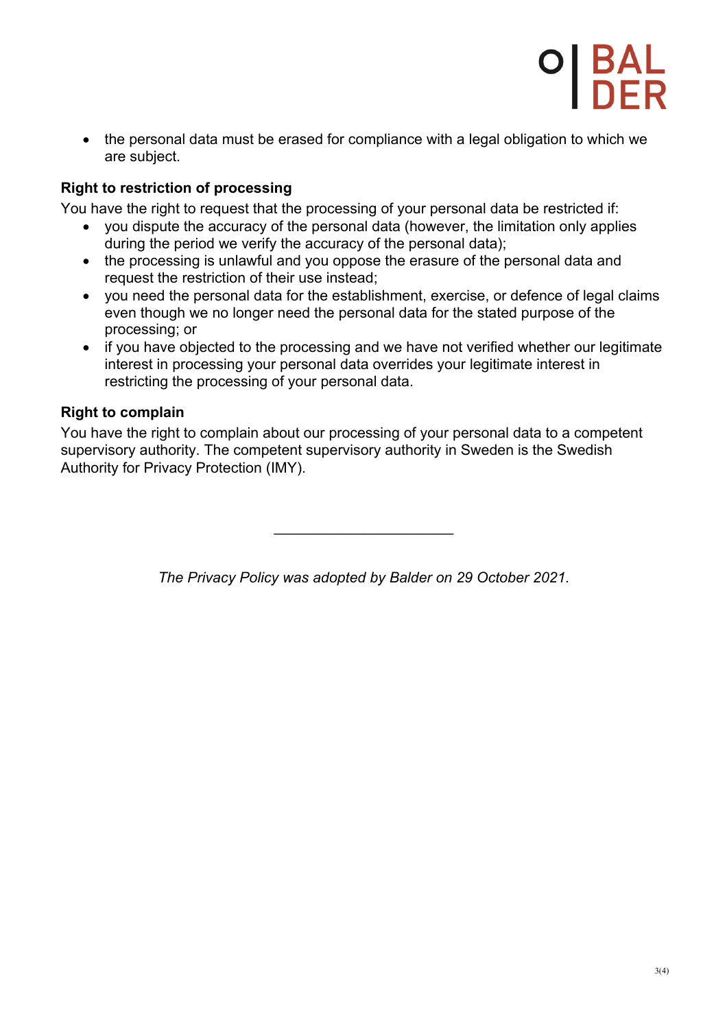- the personal data must be erased for compliance with a legal obligation to which we are subject.

**Right to restriction of processing**

You have the right to request that the processing of your personal data be restricted if:

- you dispute the accuracy of the personal data (however, the limitation only applies during the period we verify the accuracy of the personal data);
- the processing is unlawful and you oppose the erasure of the personal data and request the restriction of their use instead;
- you need the personal data for the establishment, exercise, or defence of legal claims even though we no longer need the personal data for the stated purpose of the processing; or
- if you have objected to the processing and we have not verified whether our legitimate interest in processing your personal data overrides your legitimate interest in restricting the processing of your personal data.

**Right to complain**

You have the right to complain about our processing of your personal data to a competent supervisory authority. The competent supervisory authority in Sweden is the Swedish Authority for Privacy Protection (IMY).

---

*The Privacy Policy was adopted by Balder on 29 October 2021.*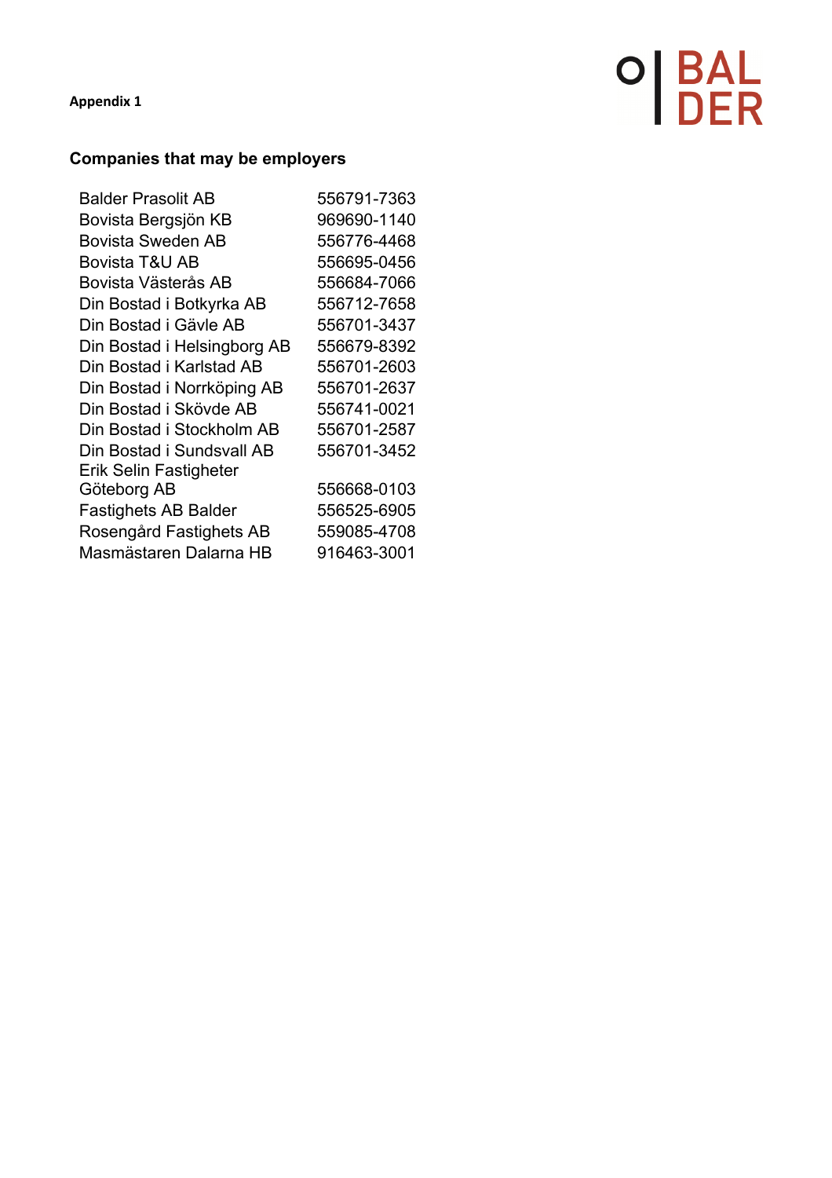**Appendix 1**

### Companies that may be employers

| | |
|---|---|
| Balder Prasolit AB | 556791-7363 |
| Bovista Bergsjön KB | 969690-1140 |
| Bovista Sweden AB | 556776-4468 |
| Bovista T&U AB | 556695-0456 |
| Bovista Västerås AB | 556684-7066 |
| Din Bostad i Botkyrka AB | 556712-7658 |
| Din Bostad i Gävle AB | 556701-3437 |
| Din Bostad i Helsingborg AB | 556679-8392 |
| Din Bostad i Karlstad AB | 556701-2603 |
| Din Bostad i Norrköping AB | 556701-2637 |
| Din Bostad i Skövde AB | 556741-0021 |
| Din Bostad i Stockholm AB | 556701-2587 |
| Din Bostad i Sundsvall AB | 556701-3452 |
| Erik Selin Fastigheter Göteborg AB | 556668-0103 |
| Fastighets AB Balder | 556525-6905 |
| Rosengård Fastighets AB | 559085-4708 |
| Masmästaren Dalarna HB | 916463-3001 |